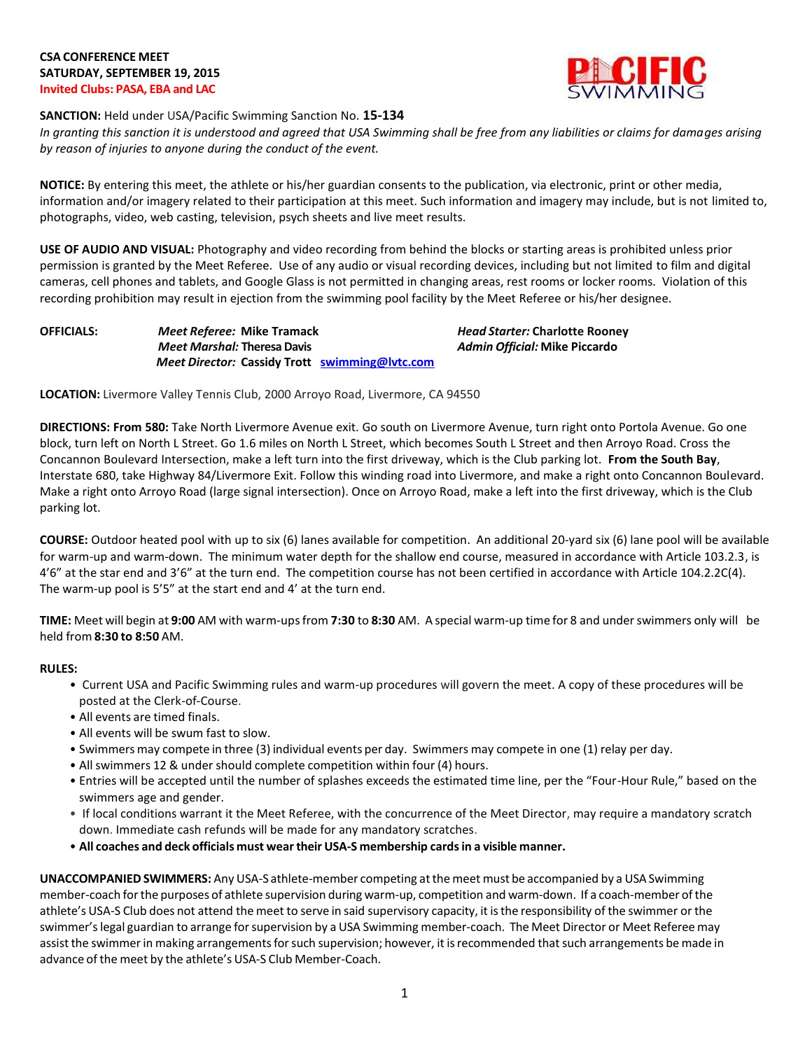**CSA CONFERENCE MEET**
**SATURDAY, SEPTEMBER 19, 2015**
**Invited Clubs: PASA, EBA and LAC**

**SANCTION:** Held under USA/Pacific Swimming Sanction No. **15-134**
*In granting this sanction it is understood and agreed that USA Swimming shall be free from any liabilities or claims for damages arising by reason of injuries to anyone during the conduct of the event.*

**NOTICE:** By entering this meet, the athlete or his/her guardian consents to the publication, via electronic, print or other media, information and/or imagery related to their participation at this meet. Such information and imagery may include, but is not limited to, photographs, video, web casting, television, psych sheets and live meet results.

**USE OF AUDIO AND VISUAL:** Photography and video recording from behind the blocks or starting areas is prohibited unless prior permission is granted by the Meet Referee. Use of any audio or visual recording devices, including but not limited to film and digital cameras, cell phones and tablets, and Google Glass is not permitted in changing areas, rest rooms or locker rooms. Violation of this recording prohibition may result in ejection from the swimming pool facility by the Meet Referee or his/her designee.

**OFFICIALS:**
*Meet Referee:* **Mike Tramack**
*Head Starter:* **Charlotte Rooney**
*Meet Marshal:* **Theresa Davis**
*Admin Official:* **Mike Piccardo**
*Meet Director:* **Cassidy Trott** swimming@lvtc.com

**LOCATION:** Livermore Valley Tennis Club, 2000 Arroyo Road, Livermore, CA 94550

**DIRECTIONS: From 580:** Take North Livermore Avenue exit. Go south on Livermore Avenue, turn right onto Portola Avenue. Go one block, turn left on North L Street. Go 1.6 miles on North L Street, which becomes South L Street and then Arroyo Road. Cross the Concannon Boulevard Intersection, make a left turn into the first driveway, which is the Club parking lot. **From the South Bay**, Interstate 680, take Highway 84/Livermore Exit. Follow this winding road into Livermore, and make a right onto Concannon Boulevard. Make a right onto Arroyo Road (large signal intersection). Once on Arroyo Road, make a left into the first driveway, which is the Club parking lot.

**COURSE:** Outdoor heated pool with up to six (6) lanes available for competition. An additional 20-yard six (6) lane pool will be available for warm-up and warm-down. The minimum water depth for the shallow end course, measured in accordance with Article 103.2.3, is 4'6" at the star end and 3'6" at the turn end. The competition course has not been certified in accordance with Article 104.2.2C(4). The warm-up pool is 5'5" at the start end and 4' at the turn end.

**TIME:** Meet will begin at **9:00** AM with warm-ups from **7:30** to **8:30** AM. A special warm-up time for 8 and under swimmers only will be held from **8:30 to 8:50** AM.

**RULES:**

- Current USA and Pacific Swimming rules and warm-up procedures will govern the meet. A copy of these procedures will be posted at the Clerk-of-Course.
- All events are timed finals.
- All events will be swum fast to slow.
- Swimmers may compete in three (3) individual events per day. Swimmers may compete in one (1) relay per day.
- All swimmers 12 & under should complete competition within four (4) hours.
- Entries will be accepted until the number of splashes exceeds the estimated time line, per the "Four-Hour Rule," based on the swimmers age and gender.
- If local conditions warrant it the Meet Referee, with the concurrence of the Meet Director, may require a mandatory scratch down. Immediate cash refunds will be made for any mandatory scratches.
- **All coaches and deck officials must wear their USA-S membership cards in a visible manner.**

**UNACCOMPANIED SWIMMERS:** Any USA-S athlete-member competing at the meet must be accompanied by a USA Swimming member-coach for the purposes of athlete supervision during warm-up, competition and warm-down. If a coach-member of the athlete's USA-S Club does not attend the meet to serve in said supervisory capacity, it is the responsibility of the swimmer or the swimmer's legal guardian to arrange for supervision by a USA Swimming member-coach. The Meet Director or Meet Referee may assist the swimmer in making arrangements for such supervision; however, it is recommended that such arrangements be made in advance of the meet by the athlete's USA-S Club Member-Coach.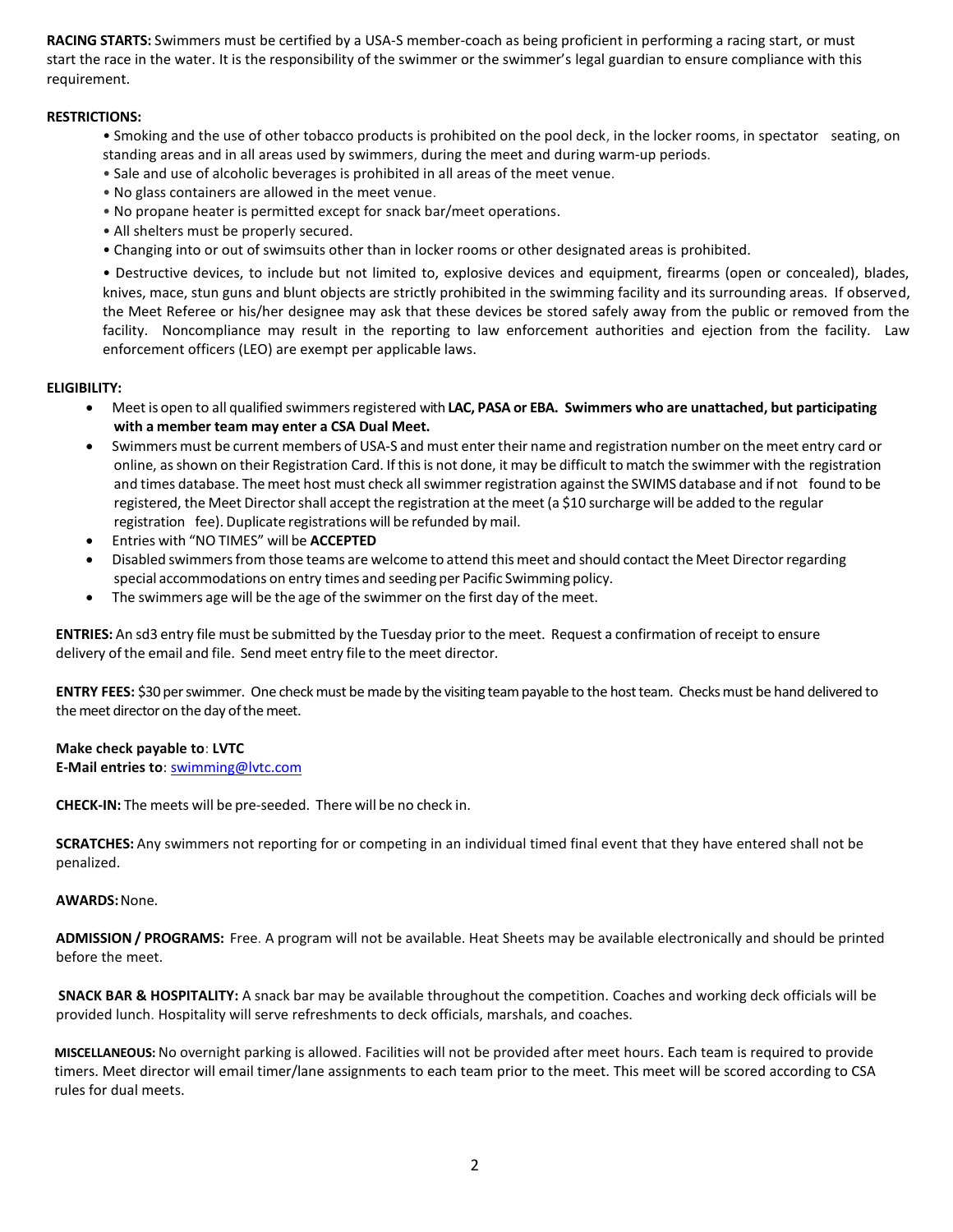**RACING STARTS:** Swimmers must be certified by a USA-S member-coach as being proficient in performing a racing start, or must start the race in the water. It is the responsibility of the swimmer or the swimmer's legal guardian to ensure compliance with this requirement.

**RESTRICTIONS:**

- Smoking and the use of other tobacco products is prohibited on the pool deck, in the locker rooms, in spectator seating, on standing areas and in all areas used by swimmers, during the meet and during warm-up periods.
- Sale and use of alcoholic beverages is prohibited in all areas of the meet venue.
- No glass containers are allowed in the meet venue.
- No propane heater is permitted except for snack bar/meet operations.
- All shelters must be properly secured.
- Changing into or out of swimsuits other than in locker rooms or other designated areas is prohibited.
- Destructive devices, to include but not limited to, explosive devices and equipment, firearms (open or concealed), blades, knives, mace, stun guns and blunt objects are strictly prohibited in the swimming facility and its surrounding areas. If observed, the Meet Referee or his/her designee may ask that these devices be stored safely away from the public or removed from the facility. Noncompliance may result in the reporting to law enforcement authorities and ejection from the facility. Law enforcement officers (LEO) are exempt per applicable laws.

**ELIGIBILITY:**

- Meet is open to all qualified swimmers registered with **LAC, PASA or EBA. Swimmers who are unattached, but participating with a member team may enter a CSA Dual Meet.**
- Swimmers must be current members of USA-S and must enter their name and registration number on the meet entry card or online, as shown on their Registration Card. If this is not done, it may be difficult to match the swimmer with the registration and times database. The meet host must check all swimmer registration against the SWIMS database and if not found to be registered, the Meet Director shall accept the registration at the meet (a $10 surcharge will be added to the regular registration fee). Duplicate registrations will be refunded by mail.
- Entries with "NO TIMES" will be **ACCEPTED**
- Disabled swimmers from those teams are welcome to attend this meet and should contact the Meet Director regarding special accommodations on entry times and seeding per Pacific Swimming policy.
- The swimmers age will be the age of the swimmer on the first day of the meet.

**ENTRIES:** An sd3 entry file must be submitted by the Tuesday prior to the meet. Request a confirmation of receipt to ensure delivery of the email and file. Send meet entry file to the meet director.

**ENTRY FEES:** $30 per swimmer. One check must be made by the visiting team payable to the host team. Checks must be hand delivered to the meet director on the day of the meet.

**Make check payable to**: **LVTC**
**E-Mail entries to**: swimming@lvtc.com

**CHECK-IN:** The meets will be pre-seeded. There will be no check in.

**SCRATCHES:** Any swimmers not reporting for or competing in an individual timed final event that they have entered shall not be penalized.

**AWARDS:** None.

**ADMISSION / PROGRAMS:** Free. A program will not be available. Heat Sheets may be available electronically and should be printed before the meet.

**SNACK BAR & HOSPITALITY:** A snack bar may be available throughout the competition. Coaches and working deck officials will be provided lunch. Hospitality will serve refreshments to deck officials, marshals, and coaches.

**MISCELLANEOUS:** No overnight parking is allowed. Facilities will not be provided after meet hours. Each team is required to provide timers. Meet director will email timer/lane assignments to each team prior to the meet. This meet will be scored according to CSA rules for dual meets.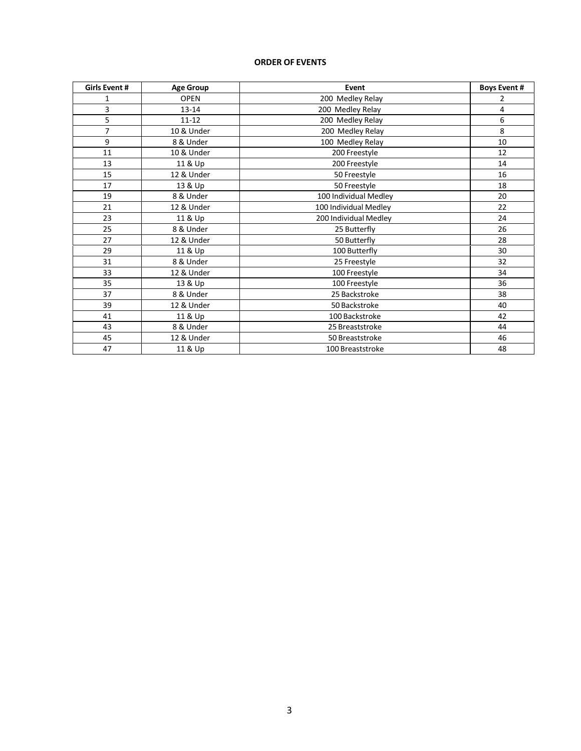**ORDER OF EVENTS**

| Girls Event # | Age Group | Event | Boys Event # |
|---|---|---|---|
| 1 | OPEN | 200 Medley Relay | 2 |
| 3 | 13-14 | 200 Medley Relay | 4 |
| 5 | 11-12 | 200 Medley Relay | 6 |
| 7 | 10 & Under | 200 Medley Relay | 8 |
| 9 | 8 & Under | 100 Medley Relay | 10 |
| 11 | 10 & Under | 200 Freestyle | 12 |
| 13 | 11 & Up | 200 Freestyle | 14 |
| 15 | 12 & Under | 50 Freestyle | 16 |
| 17 | 13 & Up | 50 Freestyle | 18 |
| 19 | 8 & Under | 100 Individual Medley | 20 |
| 21 | 12 & Under | 100 Individual Medley | 22 |
| 23 | 11 & Up | 200 Individual Medley | 24 |
| 25 | 8 & Under | 25 Butterfly | 26 |
| 27 | 12 & Under | 50 Butterfly | 28 |
| 29 | 11 & Up | 100 Butterfly | 30 |
| 31 | 8 & Under | 25 Freestyle | 32 |
| 33 | 12 & Under | 100 Freestyle | 34 |
| 35 | 13 & Up | 100 Freestyle | 36 |
| 37 | 8 & Under | 25 Backstroke | 38 |
| 39 | 12 & Under | 50 Backstroke | 40 |
| 41 | 11 & Up | 100 Backstroke | 42 |
| 43 | 8 & Under | 25 Breaststroke | 44 |
| 45 | 12 & Under | 50 Breaststroke | 46 |
| 47 | 11 & Up | 100 Breaststroke | 48 |